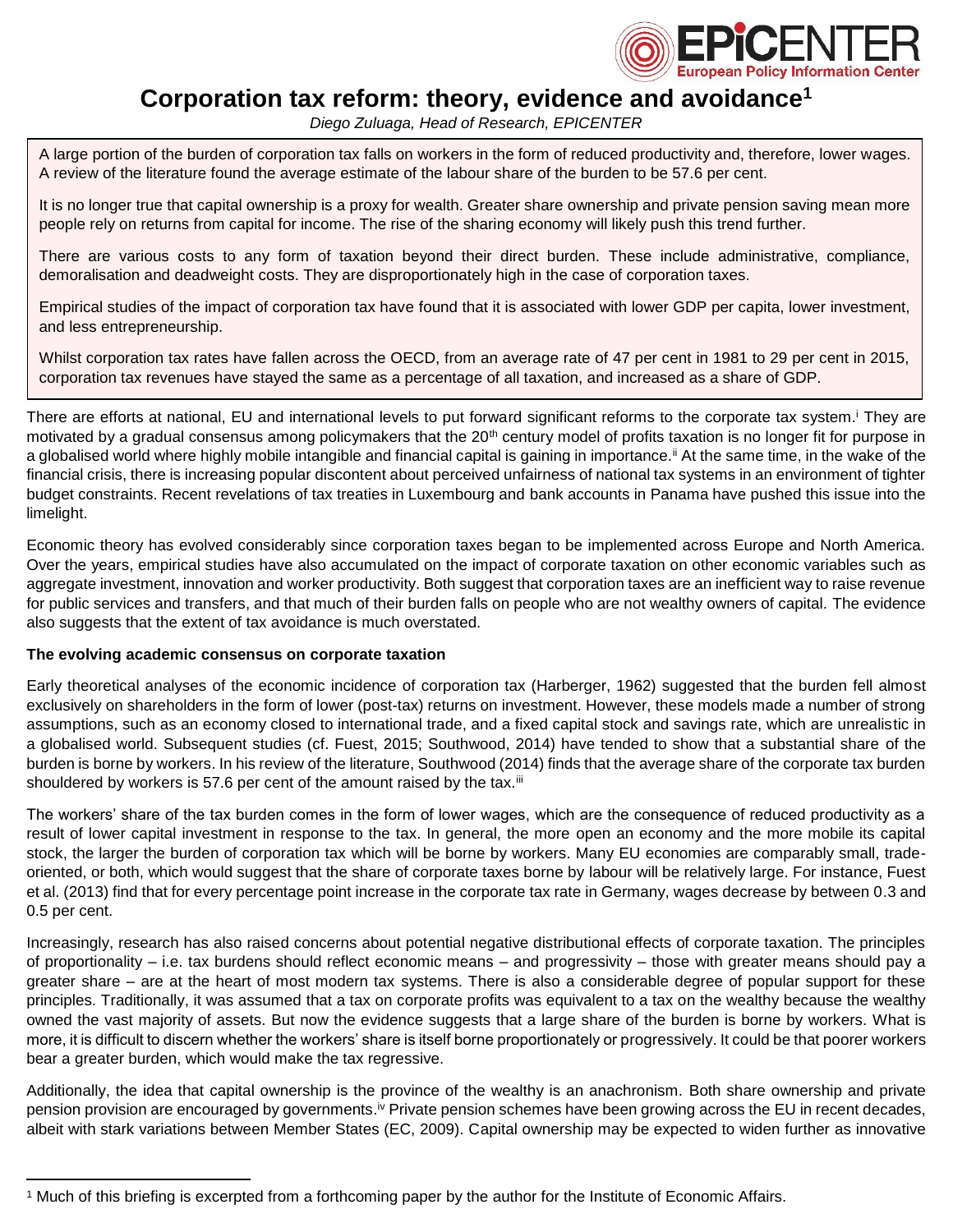# Corporation tax reform: theory, evidence and avoidance[1]

*Diego Zuluaga, Head of Research, EPICENTER*

A large portion of the burden of corporation tax falls on workers in the form of reduced productivity and, therefore, lower wages. A review of the literature found the average estimate of the labour share of the burden to be 57.6 per cent.

It is no longer true that capital ownership is a proxy for wealth. Greater share ownership and private pension saving mean more people rely on returns from capital for income. The rise of the sharing economy will likely push this trend further.

There are various costs to any form of taxation beyond their direct burden. These include administrative, compliance, demoralisation and deadweight costs. They are disproportionately high in the case of corporation taxes.

Empirical studies of the impact of corporation tax have found that it is associated with lower GDP per capita, lower investment, and less entrepreneurship.

Whilst corporation tax rates have fallen across the OECD, from an average rate of 47 per cent in 1981 to 29 per cent in 2015, corporation tax revenues have stayed the same as a percentage of all taxation, and increased as a share of GDP.

There are efforts at national, EU and international levels to put forward significant reforms to the corporate tax system.[i] They are motivated by a gradual consensus among policymakers that the 20th century model of profits taxation is no longer fit for purpose in a globalised world where highly mobile intangible and financial capital is gaining in importance.[ii] At the same time, in the wake of the financial crisis, there is increasing popular discontent about perceived unfairness of national tax systems in an environment of tighter budget constraints. Recent revelations of tax treaties in Luxembourg and bank accounts in Panama have pushed this issue into the limelight.

Economic theory has evolved considerably since corporation taxes began to be implemented across Europe and North America. Over the years, empirical studies have also accumulated on the impact of corporate taxation on other economic variables such as aggregate investment, innovation and worker productivity. Both suggest that corporation taxes are an inefficient way to raise revenue for public services and transfers, and that much of their burden falls on people who are not wealthy owners of capital. The evidence also suggests that the extent of tax avoidance is much overstated.

**The evolving academic consensus on corporate taxation**

Early theoretical analyses of the economic incidence of corporation tax (Harberger, 1962) suggested that the burden fell almost exclusively on shareholders in the form of lower (post-tax) returns on investment. However, these models made a number of strong assumptions, such as an economy closed to international trade, and a fixed capital stock and savings rate, which are unrealistic in a globalised world. Subsequent studies (cf. Fuest, 2015; Southwood, 2014) have tended to show that a substantial share of the burden is borne by workers. In his review of the literature, Southwood (2014) finds that the average share of the corporate tax burden shouldered by workers is 57.6 per cent of the amount raised by the tax.[iii]

The workers' share of the tax burden comes in the form of lower wages, which are the consequence of reduced productivity as a result of lower capital investment in response to the tax. In general, the more open an economy and the more mobile its capital stock, the larger the burden of corporation tax which will be borne by workers. Many EU economies are comparably small, trade-oriented, or both, which would suggest that the share of corporate taxes borne by labour will be relatively large. For instance, Fuest et al. (2013) find that for every percentage point increase in the corporate tax rate in Germany, wages decrease by between 0.3 and 0.5 per cent.

Increasingly, research has also raised concerns about potential negative distributional effects of corporate taxation. The principles of proportionality – i.e. tax burdens should reflect economic means – and progressivity – those with greater means should pay a greater share – are at the heart of most modern tax systems. There is also a considerable degree of popular support for these principles. Traditionally, it was assumed that a tax on corporate profits was equivalent to a tax on the wealthy because the wealthy owned the vast majority of assets. But now the evidence suggests that a large share of the burden is borne by workers. What is more, it is difficult to discern whether the workers' share is itself borne proportionately or progressively. It could be that poorer workers bear a greater burden, which would make the tax regressive.

Additionally, the idea that capital ownership is the province of the wealthy is an anachronism. Both share ownership and private pension provision are encouraged by governments.[iv] Private pension schemes have been growing across the EU in recent decades, albeit with stark variations between Member States (EC, 2009). Capital ownership may be expected to widen further as innovative

[1] Much of this briefing is excerpted from a forthcoming paper by the author for the Institute of Economic Affairs.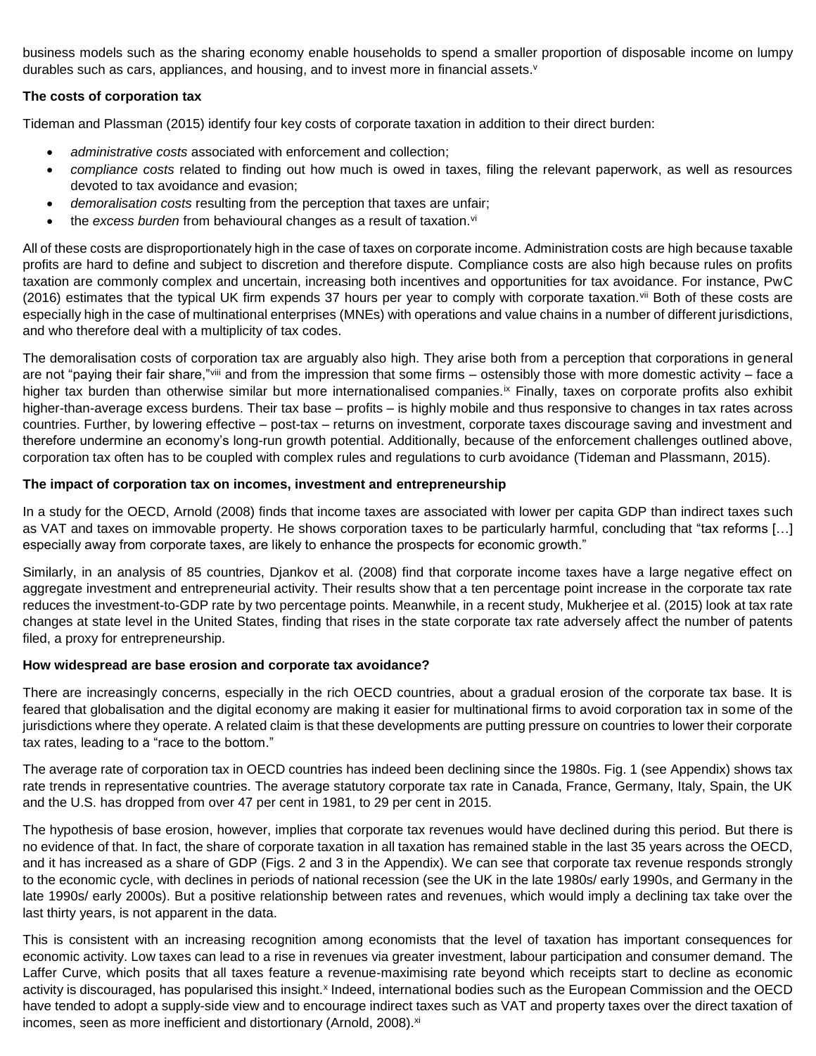business models such as the sharing economy enable households to spend a smaller proportion of disposable income on lumpy durables such as cars, appliances, and housing, and to invest more in financial assets.[v]

**The costs of corporation tax**

Tideman and Plassman (2015) identify four key costs of corporate taxation in addition to their direct burden:

- *administrative costs* associated with enforcement and collection;
- *compliance costs* related to finding out how much is owed in taxes, filing the relevant paperwork, as well as resources devoted to tax avoidance and evasion;
- *demoralisation costs* resulting from the perception that taxes are unfair;
- the *excess burden* from behavioural changes as a result of taxation.[vi]

All of these costs are disproportionately high in the case of taxes on corporate income. Administration costs are high because taxable profits are hard to define and subject to discretion and therefore dispute. Compliance costs are also high because rules on profits taxation are commonly complex and uncertain, increasing both incentives and opportunities for tax avoidance. For instance, PwC (2016) estimates that the typical UK firm expends 37 hours per year to comply with corporate taxation.[vii] Both of these costs are especially high in the case of multinational enterprises (MNEs) with operations and value chains in a number of different jurisdictions, and who therefore deal with a multiplicity of tax codes.

The demoralisation costs of corporation tax are arguably also high. They arise both from a perception that corporations in general are not "paying their fair share,"[viii] and from the impression that some firms – ostensibly those with more domestic activity – face a higher tax burden than otherwise similar but more internationalised companies.[ix] Finally, taxes on corporate profits also exhibit higher-than-average excess burdens. Their tax base – profits – is highly mobile and thus responsive to changes in tax rates across countries. Further, by lowering effective – post-tax – returns on investment, corporate taxes discourage saving and investment and therefore undermine an economy's long-run growth potential. Additionally, because of the enforcement challenges outlined above, corporation tax often has to be coupled with complex rules and regulations to curb avoidance (Tideman and Plassmann, 2015).

**The impact of corporation tax on incomes, investment and entrepreneurship**

In a study for the OECD, Arnold (2008) finds that income taxes are associated with lower per capita GDP than indirect taxes such as VAT and taxes on immovable property. He shows corporation taxes to be particularly harmful, concluding that "tax reforms […] especially away from corporate taxes, are likely to enhance the prospects for economic growth."

Similarly, in an analysis of 85 countries, Djankov et al. (2008) find that corporate income taxes have a large negative effect on aggregate investment and entrepreneurial activity. Their results show that a ten percentage point increase in the corporate tax rate reduces the investment-to-GDP rate by two percentage points. Meanwhile, in a recent study, Mukherjee et al. (2015) look at tax rate changes at state level in the United States, finding that rises in the state corporate tax rate adversely affect the number of patents filed, a proxy for entrepreneurship.

**How widespread are base erosion and corporate tax avoidance?**

There are increasingly concerns, especially in the rich OECD countries, about a gradual erosion of the corporate tax base. It is feared that globalisation and the digital economy are making it easier for multinational firms to avoid corporation tax in some of the jurisdictions where they operate. A related claim is that these developments are putting pressure on countries to lower their corporate tax rates, leading to a "race to the bottom."

The average rate of corporation tax in OECD countries has indeed been declining since the 1980s. Fig. 1 (see Appendix) shows tax rate trends in representative countries. The average statutory corporate tax rate in Canada, France, Germany, Italy, Spain, the UK and the U.S. has dropped from over 47 per cent in 1981, to 29 per cent in 2015.

The hypothesis of base erosion, however, implies that corporate tax revenues would have declined during this period. But there is no evidence of that. In fact, the share of corporate taxation in all taxation has remained stable in the last 35 years across the OECD, and it has increased as a share of GDP (Figs. 2 and 3 in the Appendix). We can see that corporate tax revenue responds strongly to the economic cycle, with declines in periods of national recession (see the UK in the late 1980s/ early 1990s, and Germany in the late 1990s/ early 2000s). But a positive relationship between rates and revenues, which would imply a declining tax take over the last thirty years, is not apparent in the data.

This is consistent with an increasing recognition among economists that the level of taxation has important consequences for economic activity. Low taxes can lead to a rise in revenues via greater investment, labour participation and consumer demand. The Laffer Curve, which posits that all taxes feature a revenue-maximising rate beyond which receipts start to decline as economic activity is discouraged, has popularised this insight.[x] Indeed, international bodies such as the European Commission and the OECD have tended to adopt a supply-side view and to encourage indirect taxes such as VAT and property taxes over the direct taxation of incomes, seen as more inefficient and distortionary (Arnold, 2008).[xi]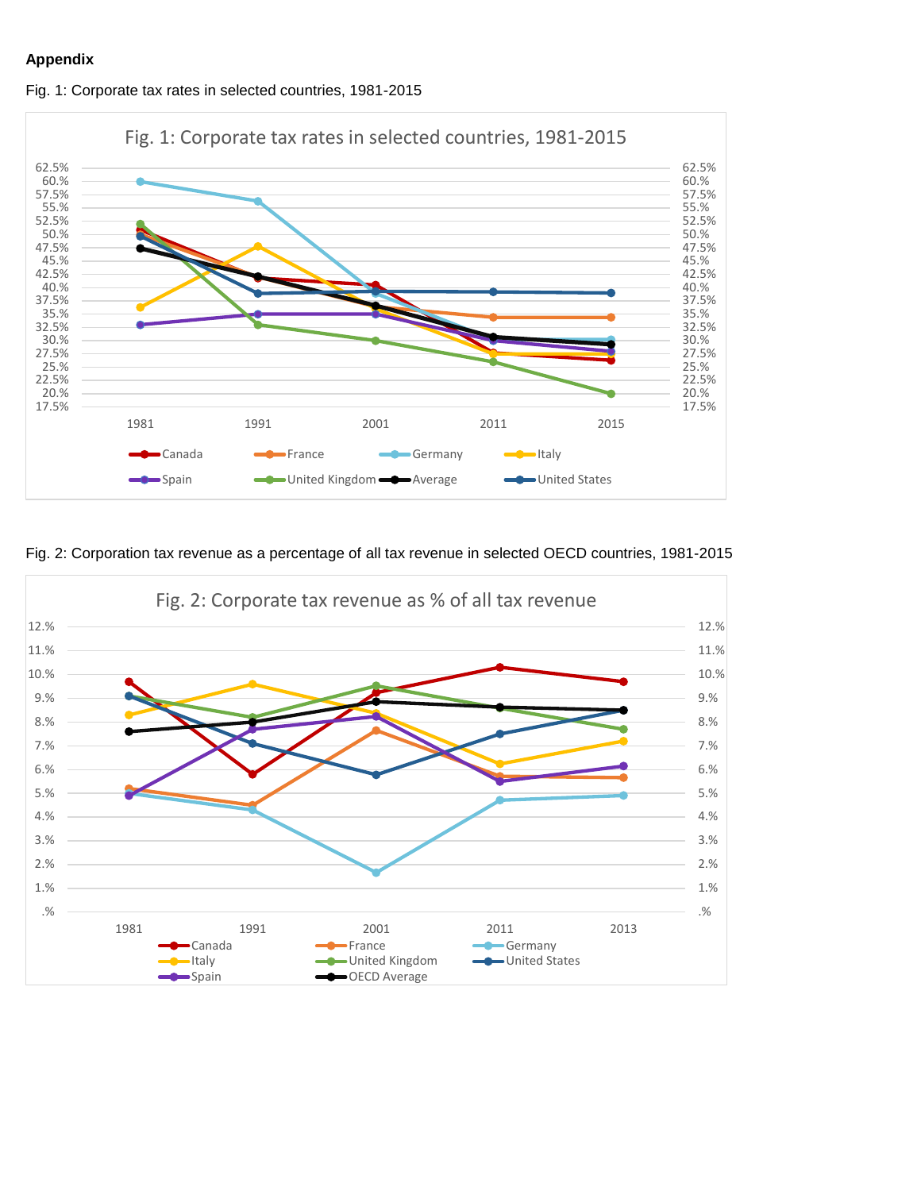**Appendix**

Fig. 1: Corporate tax rates in selected countries, 1981-2015

Fig. 2: Corporation tax revenue as a percentage of all tax revenue in selected OECD countries, 1981-2015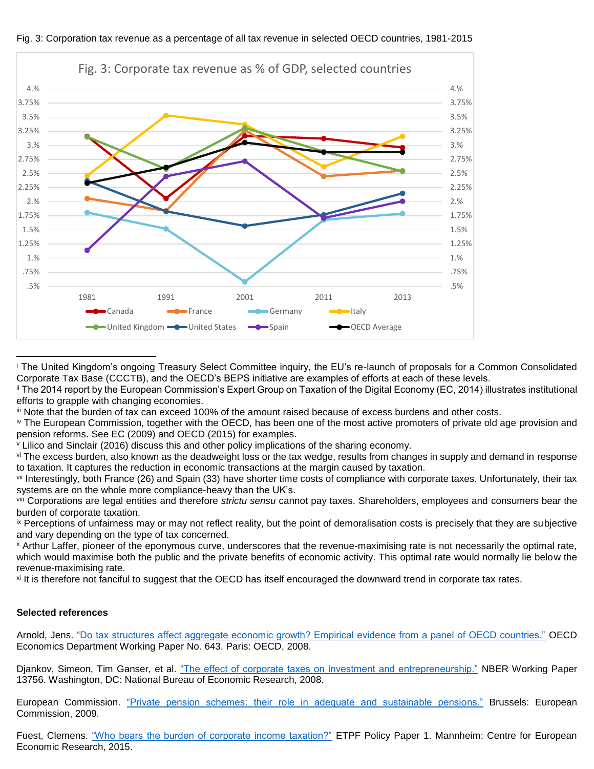Fig. 3: Corporation tax revenue as a percentage of all tax revenue in selected OECD countries, 1981-2015

---

[i] The United Kingdom's ongoing Treasury Select Committee inquiry, the EU's re-launch of proposals for a Common Consolidated Corporate Tax Base (CCCTB), and the OECD's BEPS initiative are examples of efforts at each of these levels.

[ii] The 2014 report by the European Commission's Expert Group on Taxation of the Digital Economy (EC, 2014) illustrates institutional efforts to grapple with changing economies.

[iii] Note that the burden of tax can exceed 100% of the amount raised because of excess burdens and other costs.

[iv] The European Commission, together with the OECD, has been one of the most active promoters of private old age provision and pension reforms. See EC (2009) and OECD (2015) for examples.

[v] Lilico and Sinclair (2016) discuss this and other policy implications of the sharing economy.

[vi] The excess burden, also known as the deadweight loss or the tax wedge, results from changes in supply and demand in response to taxation. It captures the reduction in economic transactions at the margin caused by taxation.

[vii] Interestingly, both France (26) and Spain (33) have shorter time costs of compliance with corporate taxes. Unfortunately, their tax systems are on the whole more compliance-heavy than the UK's.

[viii] Corporations are legal entities and therefore *strictu sensu* cannot pay taxes. Shareholders, employees and consumers bear the burden of corporate taxation.

[ix] Perceptions of unfairness may or may not reflect reality, but the point of demoralisation costs is precisely that they are subjective and vary depending on the type of tax concerned.

[x] Arthur Laffer, pioneer of the eponymous curve, underscores that the revenue-maximising rate is not necessarily the optimal rate, which would maximise both the public and the private benefits of economic activity. This optimal rate would normally lie below the revenue-maximising rate.

[xi] It is therefore not fanciful to suggest that the OECD has itself encouraged the downward trend in corporate tax rates.

**Selected references**

Arnold, Jens. "Do tax structures affect aggregate economic growth? Empirical evidence from a panel of OECD countries." OECD Economics Department Working Paper No. 643. Paris: OECD, 2008.

Djankov, Simeon, Tim Ganser, et al. "The effect of corporate taxes on investment and entrepreneurship." NBER Working Paper 13756. Washington, DC: National Bureau of Economic Research, 2008.

European Commission. "Private pension schemes: their role in adequate and sustainable pensions." Brussels: European Commission, 2009.

Fuest, Clemens. "Who bears the burden of corporate income taxation?" ETPF Policy Paper 1. Mannheim: Centre for European Economic Research, 2015.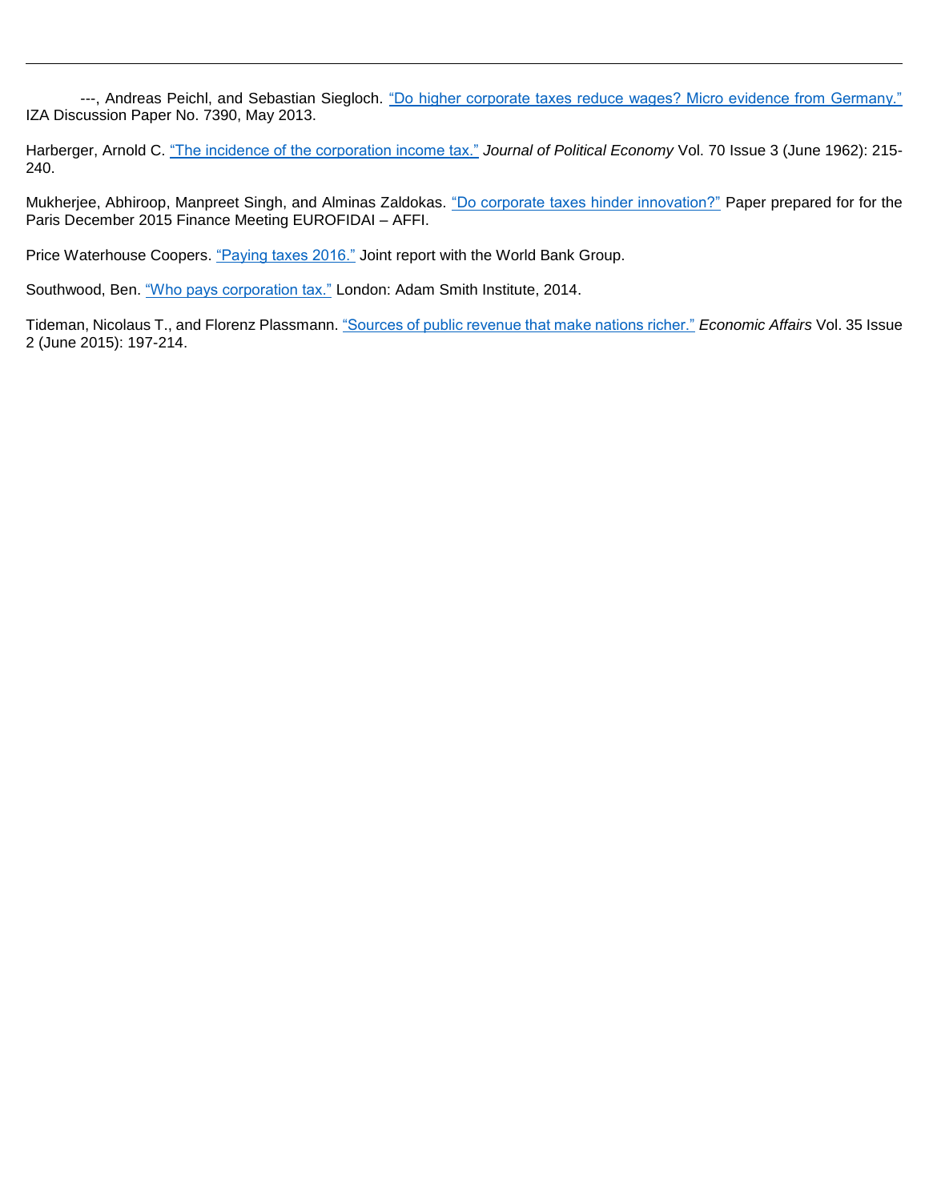---, Andreas Peichl, and Sebastian Siegloch. "Do higher corporate taxes reduce wages? Micro evidence from Germany." IZA Discussion Paper No. 7390, May 2013.

Harberger, Arnold C. "The incidence of the corporation income tax." *Journal of Political Economy* Vol. 70 Issue 3 (June 1962): 215-240.

Mukherjee, Abhiroop, Manpreet Singh, and Alminas Zaldokas. "Do corporate taxes hinder innovation?" Paper prepared for for the Paris December 2015 Finance Meeting EUROFIDAI – AFFI.

Price Waterhouse Coopers. "Paying taxes 2016." Joint report with the World Bank Group.

Southwood, Ben. "Who pays corporation tax." London: Adam Smith Institute, 2014.

Tideman, Nicolaus T., and Florenz Plassmann. "Sources of public revenue that make nations richer." *Economic Affairs* Vol. 35 Issue 2 (June 2015): 197-214.